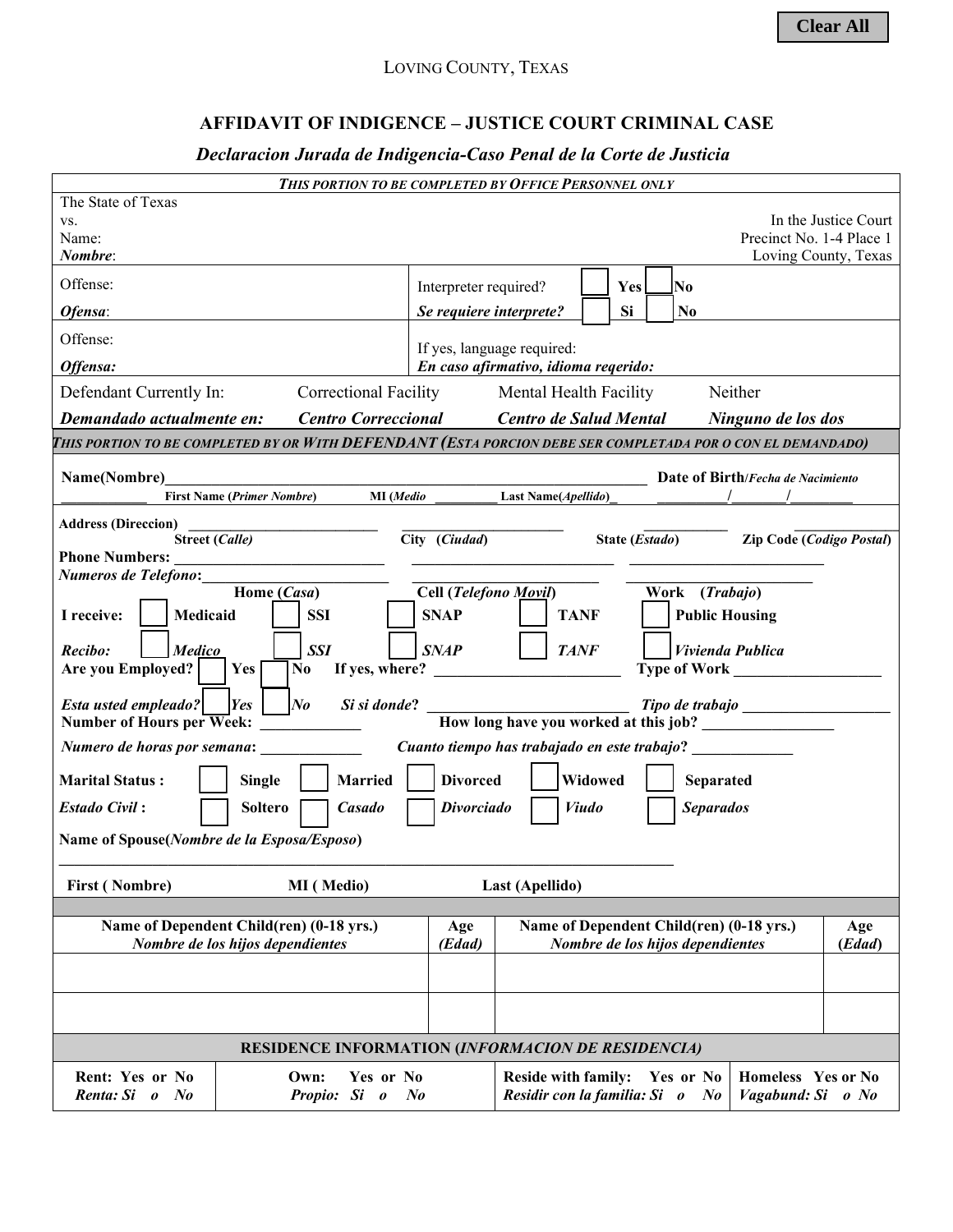Clear All

LOVING COUNTY, TEXAS

## AFFIDAVIT OF INDIGENCE – JUSTICE COURT CRIMINAL CASE

### *Declaracion Jurada de Indigencia-Caso Penal de la Corte de Justicia*

***THIS PORTION TO BE COMPLETED BY OFFICE PERSONNEL ONLY***

The State of Texas
vs.
Name:
***Nombre***:

In the Justice Court
Precinct No. 1-4 Place 1
Loving County, Texas

Offense:
***Ofensa***:

Interpreter required? ☐ **Yes** ☐ **No**
***Se requiere interprete?*** ☐ **Si** ☐ **No**

Offense:
***Offensa:***

If yes, language required:
***En caso afirmativo, idioma reqerido:***

Defendant Currently In: Correctional Facility Mental Health Facility Neither
***Demandado actualmente en: Centro Correccional Centro de Salud Mental Ninguno de los dos***

***THIS PORTION TO BE COMPLETED BY OR WITH DEFENDANT (ESTA PORCION DEBE SER COMPLETADA POR O CON EL DEMANDADO)***

**Name(Nombre)**______________________________ **Date of Birth/*Fecha de Nacimiento***
**First Name (*Primer Nombre*)** **MI (*Medio*** **Last Name(*Apellido*)** ______/______/______

**Address (Direccion)** ______________ ______________ ______________ ______________
**Street (*Calle*)** **City (*Ciudad*)** **State (*Estado*)** **Zip Code (*Codigo Postal*)**

**Phone Numbers:** ______________ ______________ ______________
***Numeros de Telefono*:**______________ ______________ ______________
**Home (*Casa*)** **Cell (*Telefono Movil*)** **Work (*Trabajo*)**

**I receive:** ☐ **Medicaid** ☐ **SSI** ☐ **SNAP** ☐ **TANF** ☐ **Public Housing**

***Recibo:*** ☐ ***Medico*** ☐ ***SSI*** ☐ ***SNAP*** ☐ ***TANF*** ☐ ***Vivienda Publica***

**Are you Employed?** ☐ **Yes** ☐ **No** **If yes, where?** ______________ **Type of Work** ______________

***Esta usted empleado?*** ☐ ***Yes*** ☐ ***No*** ***Si si donde?*** ______________ ***Tipo de trabajo*** ______________

**Number of Hours per Week:** __________ **How long have you worked at this job?** __________

***Numero de horas por semana*:** __________ ***Cuanto tiempo has trabajado en este trabajo?*** __________

**Marital Status :** ☐ **Single** ☐ **Married** ☐ **Divorced** ☐ **Widowed** ☐ **Separated**

***Estado Civil* :** ☐ **Soltero** ☐ ***Casado*** ☐ ***Divorciado*** ☐ ***Viudo*** ☐ ***Separados***

**Name of Spouse(*Nombre de la Esposa/Esposo*)**

______________________________________________

**First ( Nombre)** **MI ( Medio)** **Last (Apellido)**

| Name of Dependent Child(ren) (0-18 yrs.) *Nombre de los hijos dependientes* | Age *(Edad)* | Name of Dependent Child(ren) (0-18 yrs.) *Nombre de los hijos dependientes* | Age (*Edad*) |
|---|---|---|---|
| | | | |
| | | | |

**RESIDENCE INFORMATION (*INFORMACION DE RESIDENCIA*)**

| Rent: Yes or No *Renta: Si o No* | Own: Yes or No *Propio: Si o No* | Reside with family: Yes or No *Residir con la familia: Si o No* | Homeless Yes or No *Vagabund: Si o No* |
|---|---|---|---|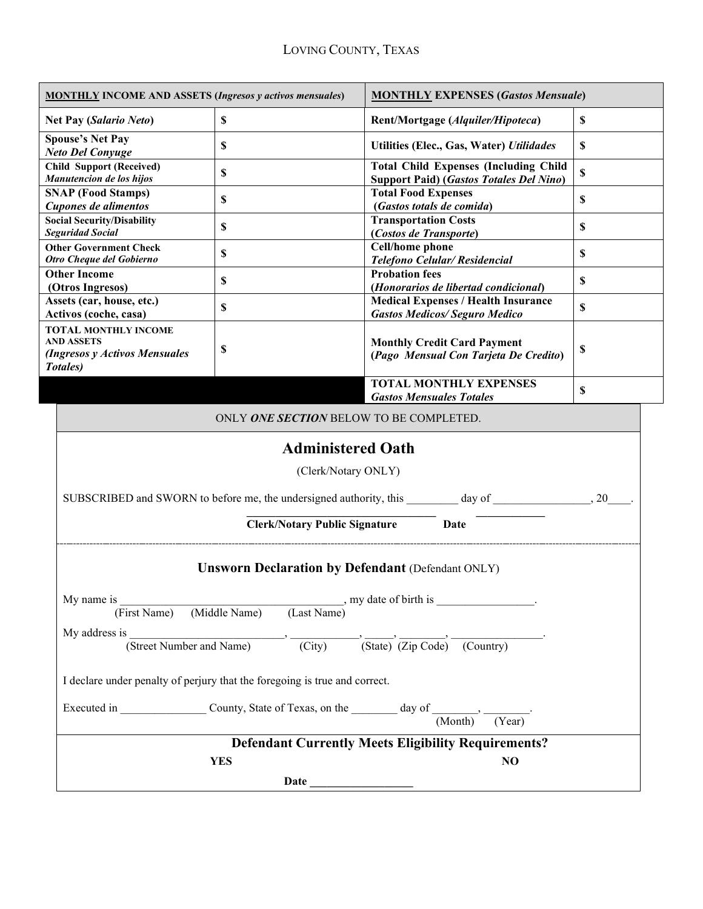LOVING COUNTY, TEXAS

| **<u>MONTHLY</u> INCOME AND ASSETS (*Ingresos y activos mensuales*)** | | **<u>MONTHLY</u> EXPENSES (*Gastos Mensuale*)** | |
|---|---|---|---|
| **Net Pay (*Salario Neto*)** | **$** | **Rent/Mortgage (*Alquiler/Hipoteca*)** | **$** |
| **Spouse's Net Pay** ***Neto Del Conyuge*** | **$** | **Utilities (Elec., Gas, Water) *Utilidades*** | **$** |
| **Child Support (Received)** ***Manutencion de los hijos*** | **$** | **Total Child Expenses (Including Child Support Paid) (*Gastos Totales Del Nino*)** | **$** |
| **SNAP (Food Stamps)** ***Cupones de alimentos*** | **$** | **Total Food Expenses (*Gastos totals de comida*)** | **$** |
| **Social Security/Disability** ***Seguridad Social*** | **$** | **Transportation Costs (*Costos de Transporte*)** | **$** |
| **Other Government Check** ***Otro Cheque del Gobierno*** | **$** | **Cell/home phone** ***Telefono Celular/ Residencial*** | **$** |
| **Other Income (Otros Ingresos)** | **$** | **Probation fees (*Honorarios de libertad condicional*)** | **$** |
| **Assets (car, house, etc.) Activos (coche, casa)** | **$** | **Medical Expenses / Health Insurance** ***Gastos Medicos/ Seguro Medico*** | **$** |
| **TOTAL MONTHLY INCOME AND ASSETS (*Ingresos y Activos Mensuales Totales*)** | **$** | **Monthly Credit Card Payment (*Pago Mensual Con Tarjeta De Credito*)** | **$** |
| | | **TOTAL MONTHLY EXPENSES** ***Gastos Mensuales Totales*** | **$** |

ONLY ***ONE SECTION*** BELOW TO BE COMPLETED.

## Administered Oath

(Clerk/Notary ONLY)

SUBSCRIBED and SWORN to before me, the undersigned authority, this _________ day of _________________, 20____.

__________________________________ ____________
**Clerk/Notary Public Signature** **Date**

---

## Unsworn Declaration by Defendant (Defendant ONLY)

My name is _______________________________________, my date of birth is _________________.
(First Name) (Middle Name) (Last Name)

My address is ____________________________, ____________, _____, ________, ________________.
(Street Number and Name) (City) (State) (Zip Code) (Country)

I declare under penalty of perjury that the foregoing is true and correct.

Executed in _______________ County, State of Texas, on the ________ day of ________, ________.
(Month) (Year)

## Defendant Currently Meets Eligibility Requirements?

**YES** **NO**

**Date** __________________